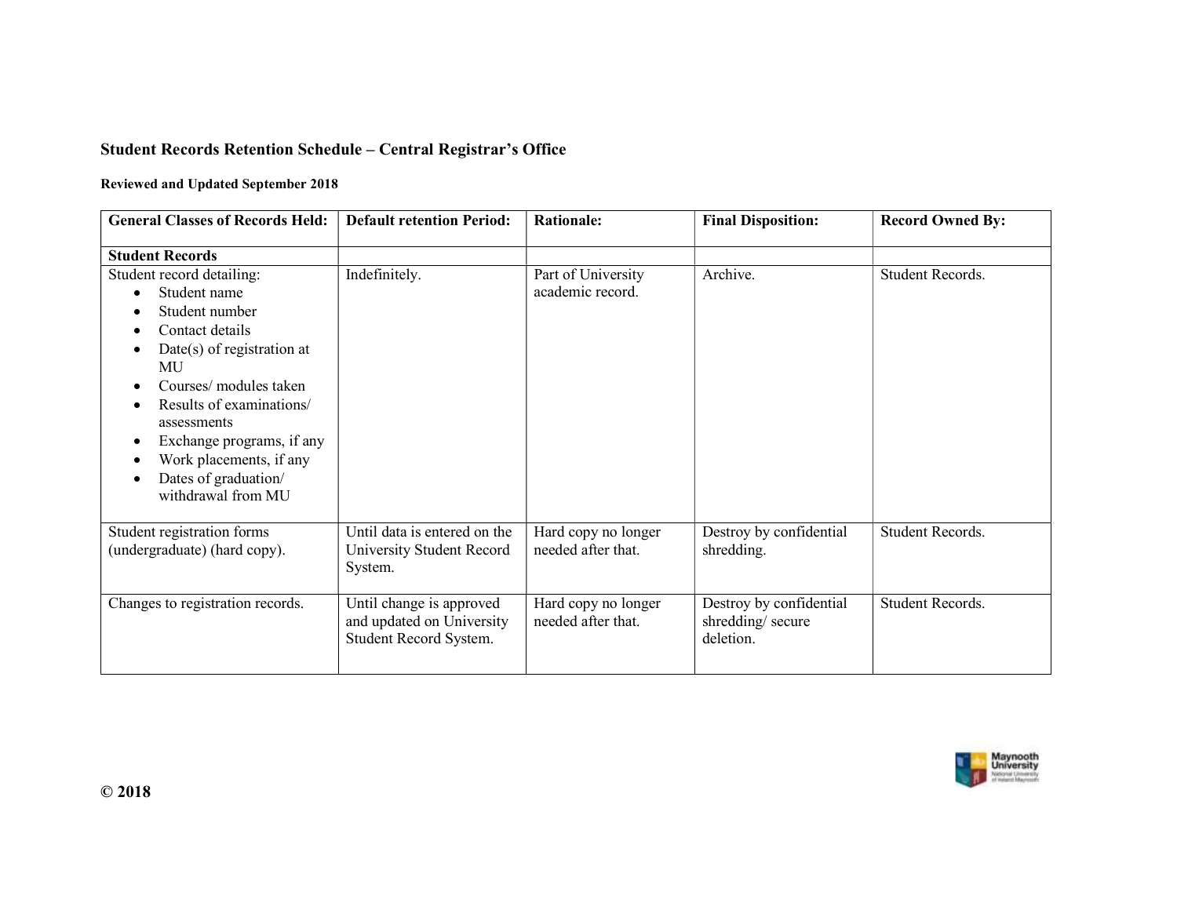## Student Records Retention Schedule – Central Registrar's Office

**Reviewed and Updated September 2018**

| General Classes of Records Held: | Default retention Period: | Rationale: | Final Disposition: | Record Owned By: |
|---|---|---|---|---|
| **Student Records** | | | | |
| Student record detailing:<br>• Student name<br>• Student number<br>• Contact details<br>• Date(s) of registration at MU<br>• Courses/ modules taken<br>• Results of examinations/ assessments<br>• Exchange programs, if any<br>• Work placements, if any<br>• Dates of graduation/ withdrawal from MU | Indefinitely. | Part of University academic record. | Archive. | Student Records. |
| Student registration forms (undergraduate) (hard copy). | Until data is entered on the University Student Record System. | Hard copy no longer needed after that. | Destroy by confidential shredding. | Student Records. |
| Changes to registration records. | Until change is approved and updated on University Student Record System. | Hard copy no longer needed after that. | Destroy by confidential shredding/ secure deletion. | Student Records. |

**© 2018**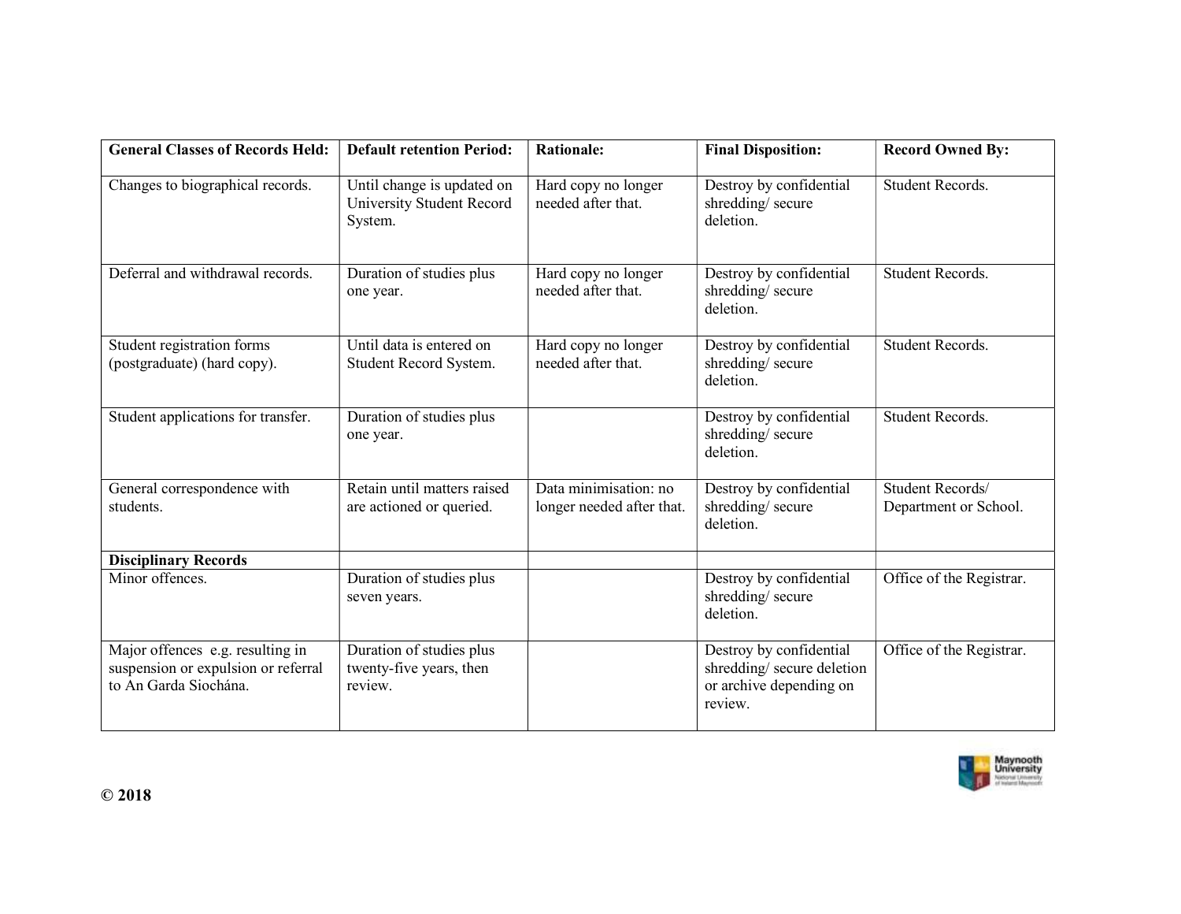| General Classes of Records Held: | Default retention Period: | Rationale: | Final Disposition: | Record Owned By: |
|---|---|---|---|---|
| Changes to biographical records. | Until change is updated on University Student Record System. | Hard copy no longer needed after that. | Destroy by confidential shredding/ secure deletion. | Student Records. |
| Deferral and withdrawal records. | Duration of studies plus one year. | Hard copy no longer needed after that. | Destroy by confidential shredding/ secure deletion. | Student Records. |
| Student registration forms (postgraduate) (hard copy). | Until data is entered on Student Record System. | Hard copy no longer needed after that. | Destroy by confidential shredding/ secure deletion. | Student Records. |
| Student applications for transfer. | Duration of studies plus one year. | | Destroy by confidential shredding/ secure deletion. | Student Records. |
| General correspondence with students. | Retain until matters raised are actioned or queried. | Data minimisation: no longer needed after that. | Destroy by confidential shredding/ secure deletion. | Student Records/ Department or School. |
| **Disciplinary Records** | | | | |
| Minor offences. | Duration of studies plus seven years. | | Destroy by confidential shredding/ secure deletion. | Office of the Registrar. |
| Major offences e.g. resulting in suspension or expulsion or referral to An Garda Siochána. | Duration of studies plus twenty-five years, then review. | | Destroy by confidential shredding/ secure deletion or archive depending on review. | Office of the Registrar. |

**© 2018**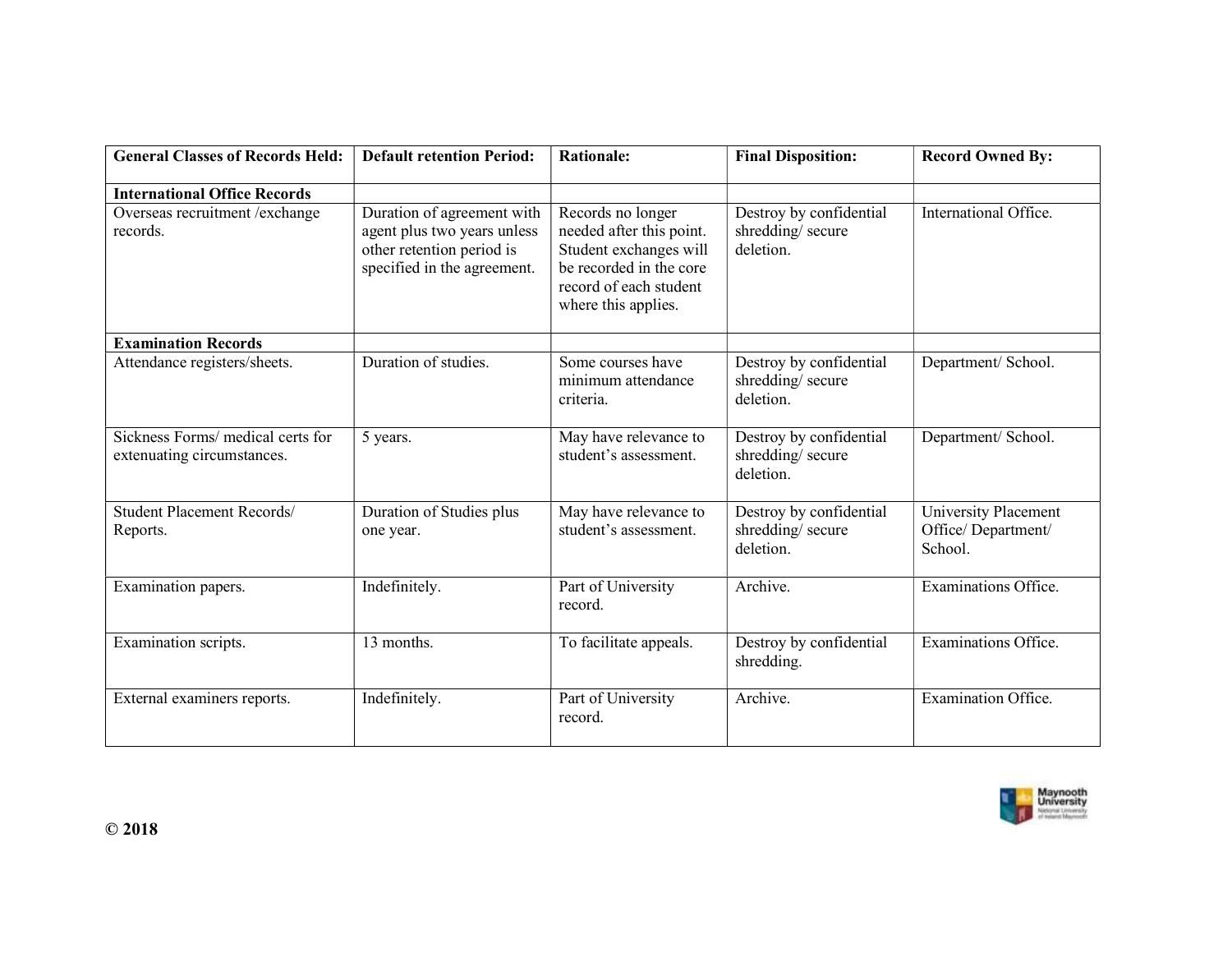| General Classes of Records Held: | Default retention Period: | Rationale: | Final Disposition: | Record Owned By: |
|---|---|---|---|---|
| **International Office Records** | | | | |
| Overseas recruitment /exchange records. | Duration of agreement with agent plus two years unless other retention period is specified in the agreement. | Records no longer needed after this point. Student exchanges will be recorded in the core record of each student where this applies. | Destroy by confidential shredding/ secure deletion. | International Office. |
| **Examination Records** | | | | |
| Attendance registers/sheets. | Duration of studies. | Some courses have minimum attendance criteria. | Destroy by confidential shredding/ secure deletion. | Department/ School. |
| Sickness Forms/ medical certs for extenuating circumstances. | 5 years. | May have relevance to student's assessment. | Destroy by confidential shredding/ secure deletion. | Department/ School. |
| Student Placement Records/ Reports. | Duration of Studies plus one year. | May have relevance to student's assessment. | Destroy by confidential shredding/ secure deletion. | University Placement Office/ Department/ School. |
| Examination papers. | Indefinitely. | Part of University record. | Archive. | Examinations Office. |
| Examination scripts. | 13 months. | To facilitate appeals. | Destroy by confidential shredding. | Examinations Office. |
| External examiners reports. | Indefinitely. | Part of University record. | Archive. | Examination Office. |

**© 2018**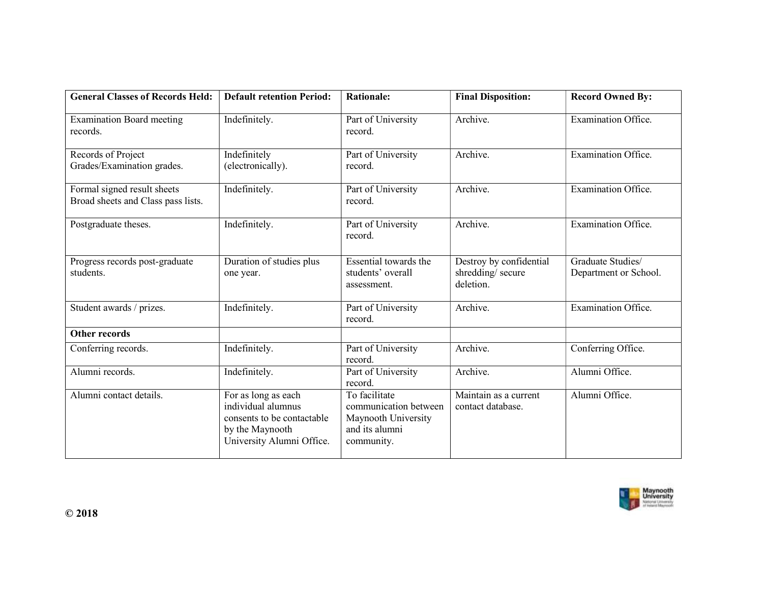| General Classes of Records Held: | Default retention Period: | Rationale: | Final Disposition: | Record Owned By: |
|---|---|---|---|---|
| Examination Board meeting records. | Indefinitely. | Part of University record. | Archive. | Examination Office. |
| Records of Project Grades/Examination grades. | Indefinitely (electronically). | Part of University record. | Archive. | Examination Office. |
| Formal signed result sheets Broad sheets and Class pass lists. | Indefinitely. | Part of University record. | Archive. | Examination Office. |
| Postgraduate theses. | Indefinitely. | Part of University record. | Archive. | Examination Office. |
| Progress records post-graduate students. | Duration of studies plus one year. | Essential towards the students' overall assessment. | Destroy by confidential shredding/ secure deletion. | Graduate Studies/ Department or School. |
| Student awards / prizes. | Indefinitely. | Part of University record. | Archive. | Examination Office. |
| **Other records** | | | | |
| Conferring records. | Indefinitely. | Part of University record. | Archive. | Conferring Office. |
| Alumni records. | Indefinitely. | Part of University record. | Archive. | Alumni Office. |
| Alumni contact details. | For as long as each individual alumnus consents to be contactable by the Maynooth University Alumni Office. | To facilitate communication between Maynooth University and its alumni community. | Maintain as a current contact database. | Alumni Office. |

**© 2018**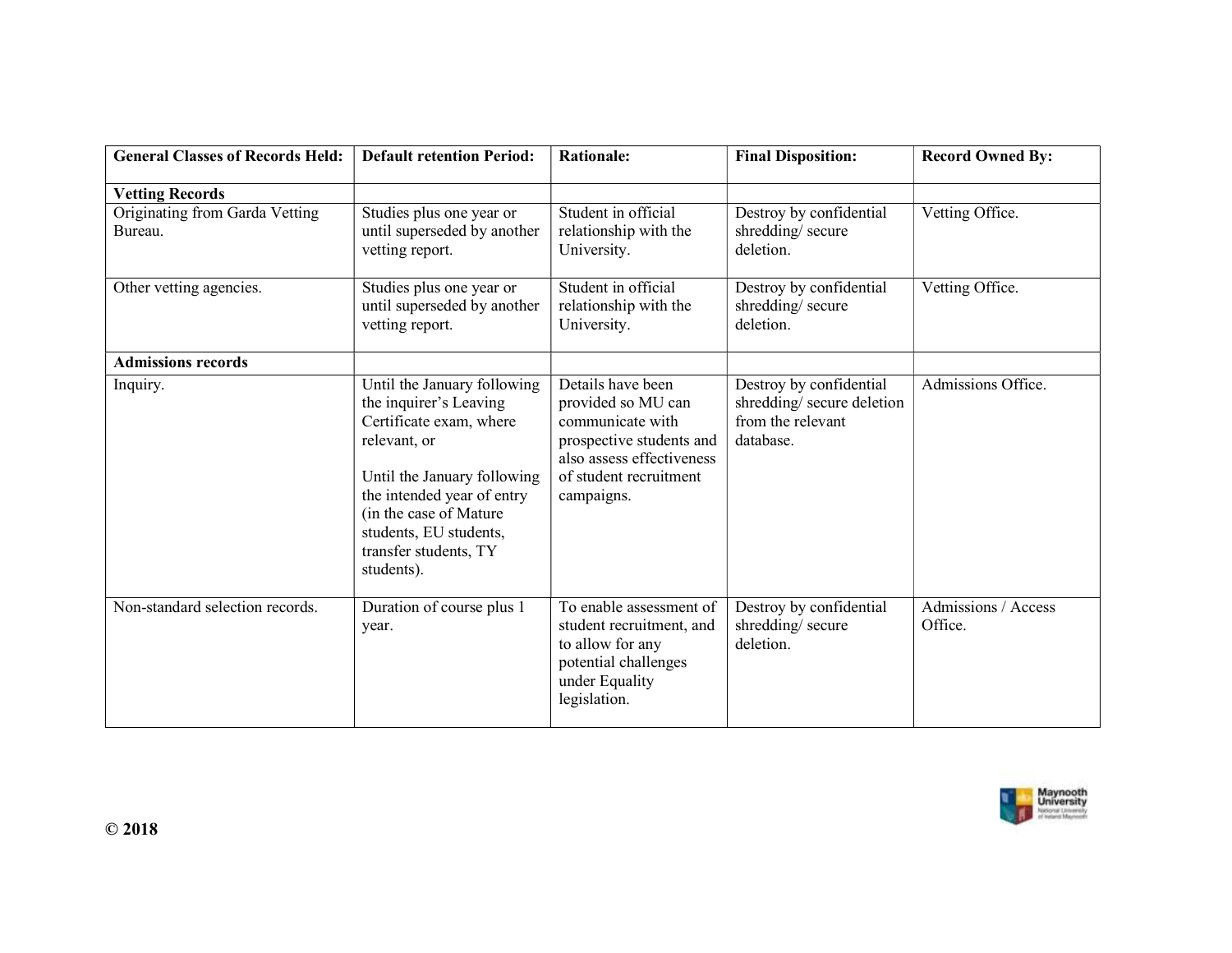| General Classes of Records Held: | Default retention Period: | Rationale: | Final Disposition: | Record Owned By: |
|---|---|---|---|---|
| **Vetting Records** | | | | |
| Originating from Garda Vetting Bureau. | Studies plus one year or until superseded by another vetting report. | Student in official relationship with the University. | Destroy by confidential shredding/ secure deletion. | Vetting Office. |
| Other vetting agencies. | Studies plus one year or until superseded by another vetting report. | Student in official relationship with the University. | Destroy by confidential shredding/ secure deletion. | Vetting Office. |
| **Admissions records** | | | | |
| Inquiry. | Until the January following the inquirer's Leaving Certificate exam, where relevant, or<br><br>Until the January following the intended year of entry (in the case of Mature students, EU students, transfer students, TY students). | Details have been provided so MU can communicate with prospective students and also assess effectiveness of student recruitment campaigns. | Destroy by confidential shredding/ secure deletion from the relevant database. | Admissions Office. |
| Non-standard selection records. | Duration of course plus 1 year. | To enable assessment of student recruitment, and to allow for any potential challenges under Equality legislation. | Destroy by confidential shredding/ secure deletion. | Admissions / Access Office. |

© 2018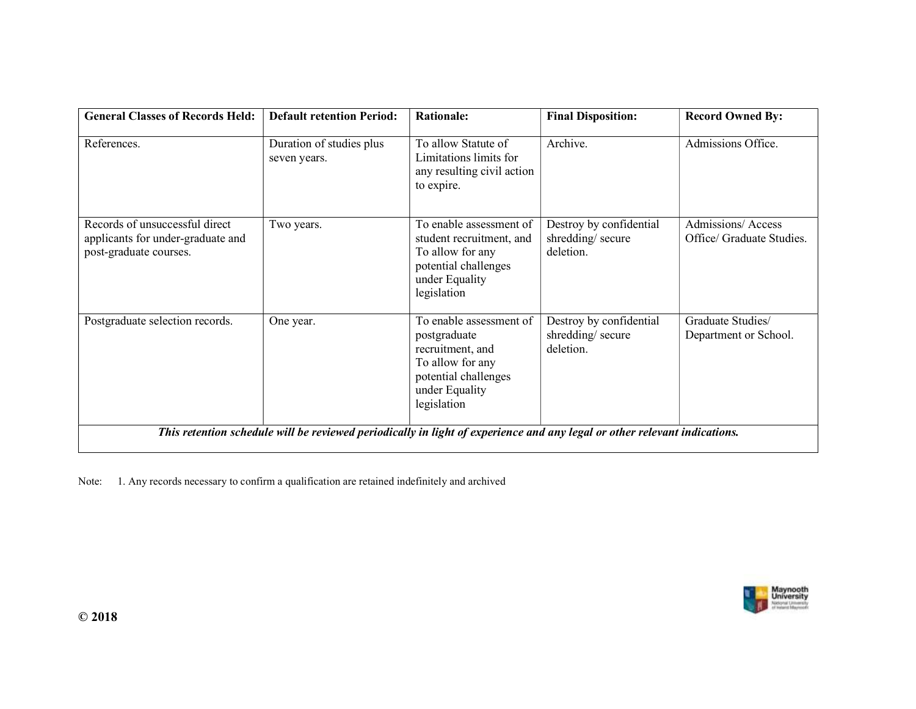| General Classes of Records Held: | Default retention Period: | Rationale: | Final Disposition: | Record Owned By: |
|---|---|---|---|---|
| References. | Duration of studies plus seven years. | To allow Statute of Limitations limits for any resulting civil action to expire. | Archive. | Admissions Office. |
| Records of unsuccessful direct applicants for under-graduate and post-graduate courses. | Two years. | To enable assessment of student recruitment, and To allow for any potential challenges under Equality legislation | Destroy by confidential shredding/ secure deletion. | Admissions/ Access Office/ Graduate Studies. |
| Postgraduate selection records. | One year. | To enable assessment of postgraduate recruitment, and To allow for any potential challenges under Equality legislation | Destroy by confidential shredding/ secure deletion. | Graduate Studies/ Department or School. |
| ***This retention schedule will be reviewed periodically in light of experience and any legal or other relevant indications.*** | | | | |

Note: 1. Any records necessary to confirm a qualification are retained indefinitely and archived

**© 2018**